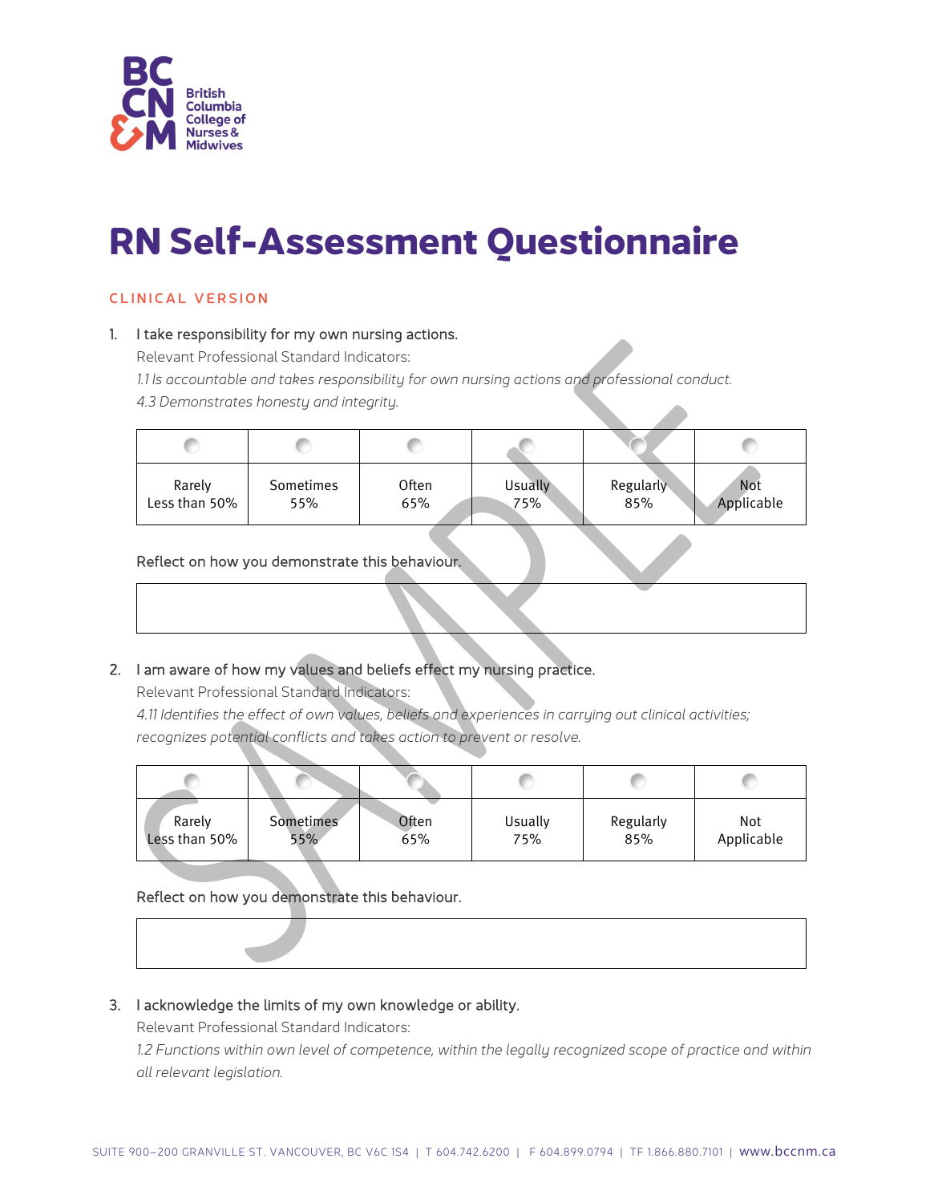British Columbia College of Nurses & Midwives

# RN Self-Assessment Questionnaire

## CLINICAL VERSION

1. I take responsibility for my own nursing actions.

   Relevant Professional Standard Indicators:

   *1.1 Is accountable and takes responsibility for own nursing actions and professional conduct.*

   *4.3 Demonstrates honesty and integrity.*

| ○ | ○ | ○ | ○ | ○ | ○ |
|---|---|---|---|---|---|
| Rarely Less than 50% | Sometimes 55% | Often 65% | Usually 75% | Regularly 85% | Not Applicable |

   Reflect on how you demonstrate this behaviour.

| |
|---|
| |

2. I am aware of how my values and beliefs effect my nursing practice.

   Relevant Professional Standard Indicators:

   *4.11 Identifies the effect of own values, beliefs and experiences in carrying out clinical activities; recognizes potential conflicts and takes action to prevent or resolve.*

| ○ | ○ | ○ | ○ | ○ | ○ |
|---|---|---|---|---|---|
| Rarely Less than 50% | Sometimes 55% | Often 65% | Usually 75% | Regularly 85% | Not Applicable |

   Reflect on how you demonstrate this behaviour.

| |
|---|
| |

3. I acknowledge the limits of my own knowledge or ability.

   Relevant Professional Standard Indicators:

   *1.2 Functions within own level of competence, within the legally recognized scope of practice and within all relevant legislation.*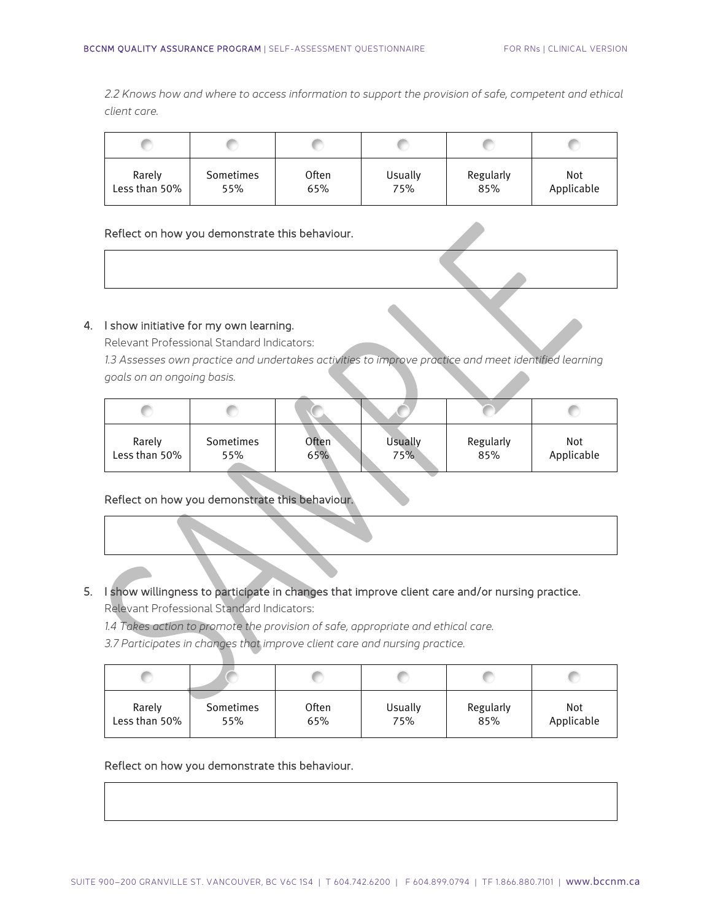*2.2 Knows how and where to access information to support the provision of safe, competent and ethical client care.*

| ○ | ○ | ○ | ○ | ○ | ○ |
|---|---|---|---|---|---|
| Rarely Less than 50% | Sometimes 55% | Often 65% | Usually 75% | Regularly 85% | Not Applicable |

Reflect on how you demonstrate this behaviour.

| |
|---|
| |

4. I show initiative for my own learning.

   Relevant Professional Standard Indicators:

   *1.3 Assesses own practice and undertakes activities to improve practice and meet identified learning goals on an ongoing basis.*

| ○ | ○ | ○ | ○ | ○ | ○ |
|---|---|---|---|---|---|
| Rarely Less than 50% | Sometimes 55% | Often 65% | Usually 75% | Regularly 85% | Not Applicable |

Reflect on how you demonstrate this behaviour.

| |
|---|
| |

5. I show willingness to participate in changes that improve client care and/or nursing practice.

   Relevant Professional Standard Indicators:

   *1.4 Takes action to promote the provision of safe, appropriate and ethical care.*

   *3.7 Participates in changes that improve client care and nursing practice.*

| ○ | ○ | ○ | ○ | ○ | ○ |
|---|---|---|---|---|---|
| Rarely Less than 50% | Sometimes 55% | Often 65% | Usually 75% | Regularly 85% | Not Applicable |

Reflect on how you demonstrate this behaviour.

| |
|---|
| |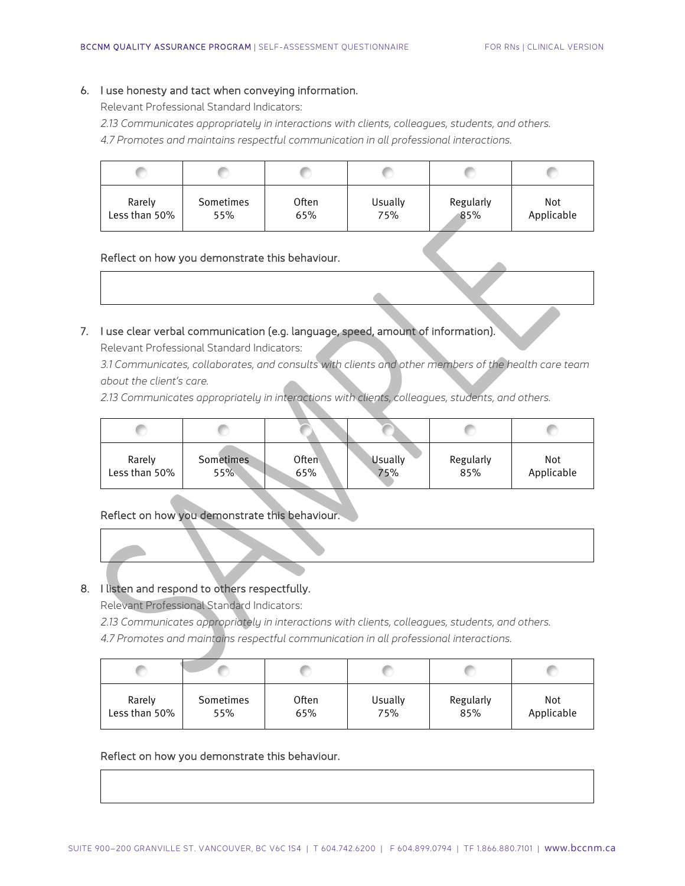6. I use honesty and tact when conveying information.

   Relevant Professional Standard Indicators:

   *2.13 Communicates appropriately in interactions with clients, colleagues, students, and others.*

   *4.7 Promotes and maintains respectful communication in all professional interactions.*

| ○ | ○ | ○ | ○ | ○ | ○ |
|---|---|---|---|---|---|
| Rarely Less than 50% | Sometimes 55% | Often 65% | Usually 75% | Regularly 85% | Not Applicable |

Reflect on how you demonstrate this behaviour.

7. I use clear verbal communication (e.g. language, speed, amount of information).

   Relevant Professional Standard Indicators:

   *3.1 Communicates, collaborates, and consults with clients and other members of the health care team about the client's care.*

   *2.13 Communicates appropriately in interactions with clients, colleagues, students, and others.*

| ○ | ○ | ○ | ○ | ○ | ○ |
|---|---|---|---|---|---|
| Rarely Less than 50% | Sometimes 55% | Often 65% | Usually 75% | Regularly 85% | Not Applicable |

Reflect on how you demonstrate this behaviour.

8. I listen and respond to others respectfully.

   Relevant Professional Standard Indicators:

   *2.13 Communicates appropriately in interactions with clients, colleagues, students, and others.*

   *4.7 Promotes and maintains respectful communication in all professional interactions.*

| ○ | ○ | ○ | ○ | ○ | ○ |
|---|---|---|---|---|---|
| Rarely Less than 50% | Sometimes 55% | Often 65% | Usually 75% | Regularly 85% | Not Applicable |

Reflect on how you demonstrate this behaviour.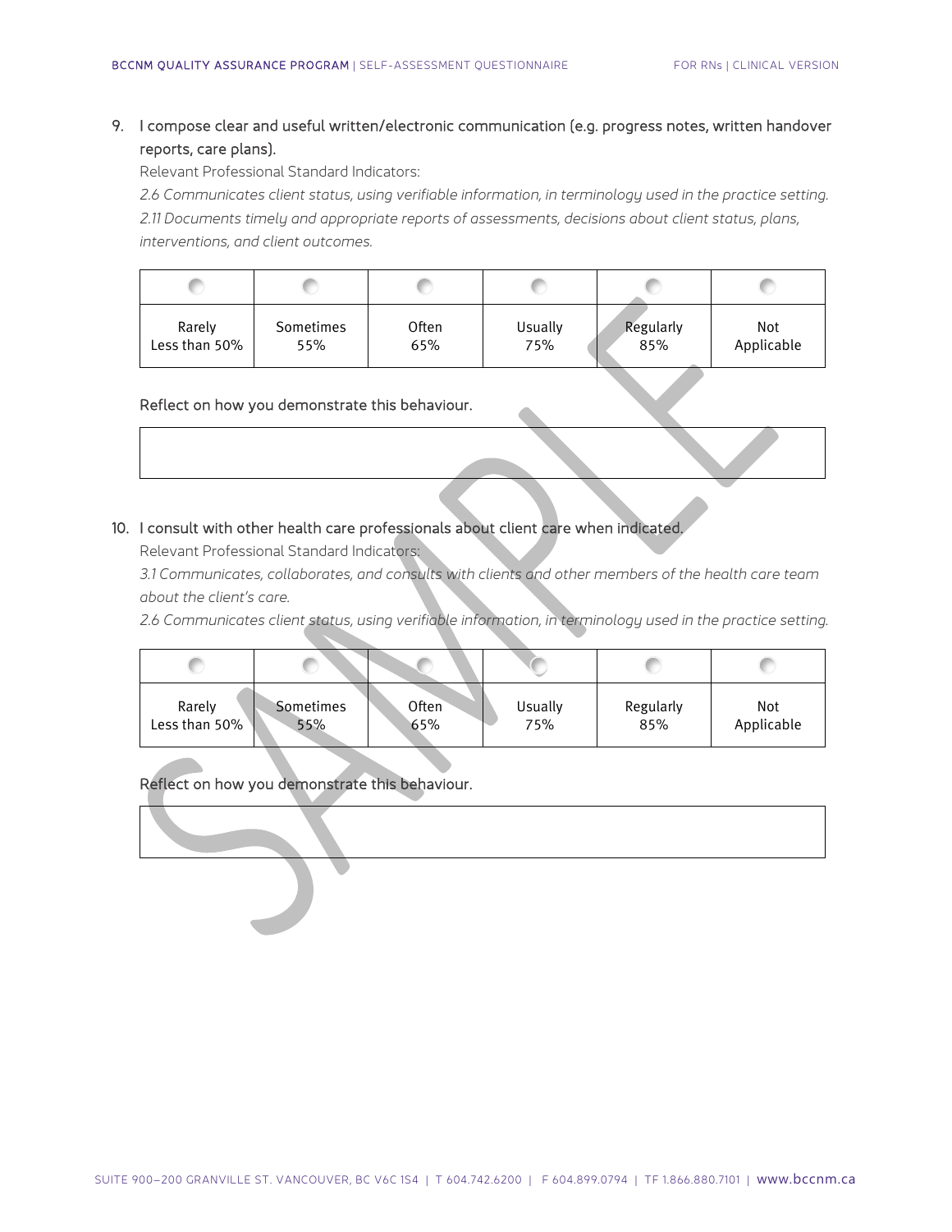9. I compose clear and useful written/electronic communication (e.g. progress notes, written handover reports, care plans).

   Relevant Professional Standard Indicators:

   *2.6 Communicates client status, using verifiable information, in terminology used in the practice setting.*

   *2.11 Documents timely and appropriate reports of assessments, decisions about client status, plans, interventions, and client outcomes.*

| ○ | ○ | ○ | ○ | ○ | ○ |
|---|---|---|---|---|---|
| Rarely Less than 50% | Sometimes 55% | Often 65% | Usually 75% | Regularly 85% | Not Applicable |

   Reflect on how you demonstrate this behaviour.

   |   |
   |---|
   |   |

10. I consult with other health care professionals about client care when indicated.

   Relevant Professional Standard Indicators:

   *3.1 Communicates, collaborates, and consults with clients and other members of the health care team about the client's care.*

   *2.6 Communicates client status, using verifiable information, in terminology used in the practice setting.*

| ○ | ○ | ○ | ○ | ○ | ○ |
|---|---|---|---|---|---|
| Rarely Less than 50% | Sometimes 55% | Often 65% | Usually 75% | Regularly 85% | Not Applicable |

   Reflect on how you demonstrate this behaviour.

   |   |
   |---|
   |   |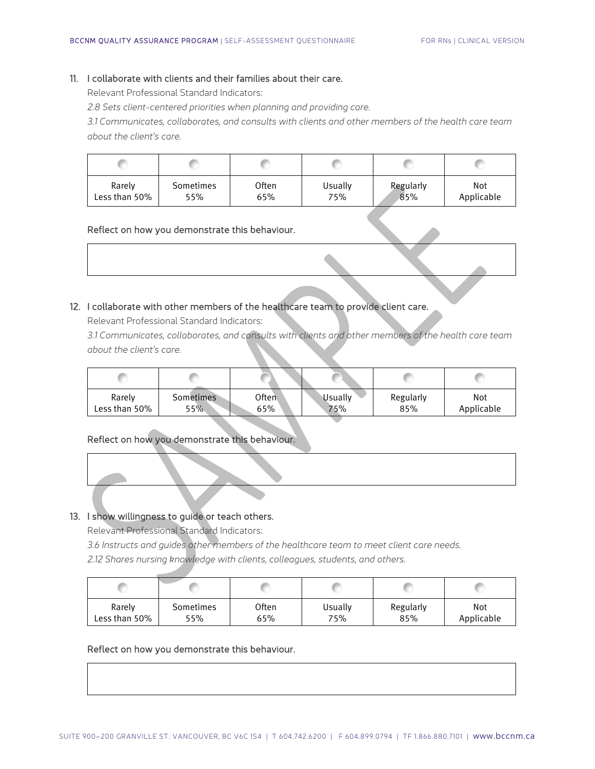11. **I collaborate with clients and their families about their care.**

    Relevant Professional Standard Indicators:

    *2.8 Sets client-centered priorities when planning and providing care.*

    *3.1 Communicates, collaborates, and consults with clients and other members of the health care team about the client's care.*

| ○ | ○ | ○ | ○ | ○ | ○ |
|---|---|---|---|---|---|
| Rarely Less than 50% | Sometimes 55% | Often 65% | Usually 75% | Regularly 85% | Not Applicable |

Reflect on how you demonstrate this behaviour.

| |
|---|
| |

12. **I collaborate with other members of the healthcare team to provide client care.**

    Relevant Professional Standard Indicators:

    *3.1 Communicates, collaborates, and consults with clients and other members of the health care team about the client's care.*

| ○ | ○ | ○ | ○ | ○ | ○ |
|---|---|---|---|---|---|
| Rarely Less than 50% | Sometimes 55% | Often 65% | Usually 75% | Regularly 85% | Not Applicable |

Reflect on how you demonstrate this behaviour.

| |
|---|
| |

13. **I show willingness to guide or teach others.**

    Relevant Professional Standard Indicators:

    *3.6 Instructs and guides other members of the healthcare team to meet client care needs.*

    *2.12 Shares nursing knowledge with clients, colleagues, students, and others.*

| ○ | ○ | ○ | ○ | ○ | ○ |
|---|---|---|---|---|---|
| Rarely Less than 50% | Sometimes 55% | Often 65% | Usually 75% | Regularly 85% | Not Applicable |

Reflect on how you demonstrate this behaviour.

| |
|---|
| |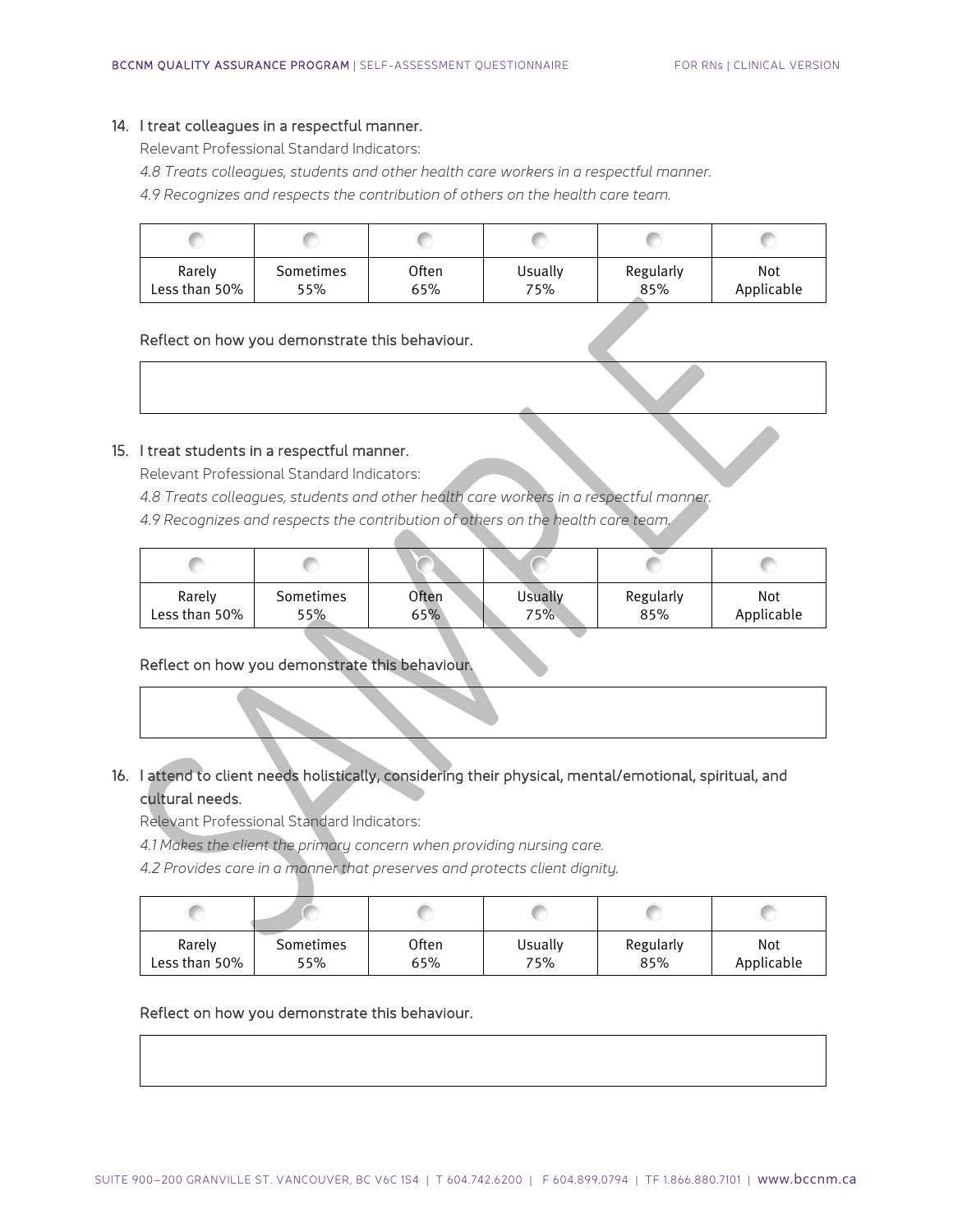14. I treat colleagues in a respectful manner.

   Relevant Professional Standard Indicators:

   *4.8 Treats colleagues, students and other health care workers in a respectful manner.*

   *4.9 Recognizes and respects the contribution of others on the health care team.*

| ○ | ○ | ○ | ○ | ○ | ○ |
|---|---|---|---|---|---|
| Rarely Less than 50% | Sometimes 55% | Often 65% | Usually 75% | Regularly 85% | Not Applicable |

   Reflect on how you demonstrate this behaviour.

15. I treat students in a respectful manner.

   Relevant Professional Standard Indicators:

   *4.8 Treats colleagues, students and other health care workers in a respectful manner.*

   *4.9 Recognizes and respects the contribution of others on the health care team.*

| ○ | ○ | ○ | ○ | ○ | ○ |
|---|---|---|---|---|---|
| Rarely Less than 50% | Sometimes 55% | Often 65% | Usually 75% | Regularly 85% | Not Applicable |

   Reflect on how you demonstrate this behaviour.

16. I attend to client needs holistically, considering their physical, mental/emotional, spiritual, and cultural needs.

   Relevant Professional Standard Indicators:

   *4.1 Makes the client the primary concern when providing nursing care.*

   *4.2 Provides care in a manner that preserves and protects client dignity.*

| ○ | ○ | ○ | ○ | ○ | ○ |
|---|---|---|---|---|---|
| Rarely Less than 50% | Sometimes 55% | Often 65% | Usually 75% | Regularly 85% | Not Applicable |

   Reflect on how you demonstrate this behaviour.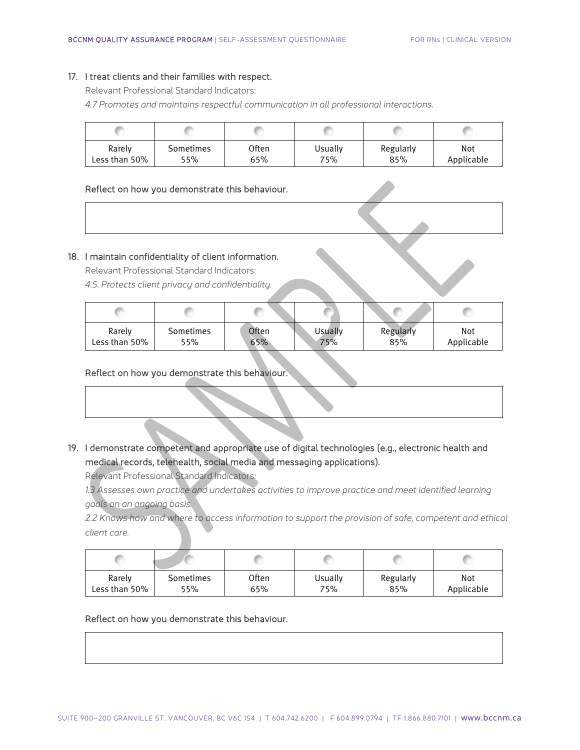17. I treat clients and their families with respect.

Relevant Professional Standard Indicators:

*4.7 Promotes and maintains respectful communication in all professional interactions.*

| ○ | ○ | ○ | ○ | ○ | ○ |
|---|---|---|---|---|---|
| Rarely Less than 50% | Sometimes 55% | Often 65% | Usually 75% | Regularly 85% | Not Applicable |

Reflect on how you demonstrate this behaviour.

| |
|---|
| |

18. I maintain confidentiality of client information.

Relevant Professional Standard Indicators:

*4.5. Protects client privacy and confidentiality.*

| ○ | ○ | ○ | ○ | ○ | ○ |
|---|---|---|---|---|---|
| Rarely Less than 50% | Sometimes 55% | Often 65% | Usually 75% | Regularly 85% | Not Applicable |

Reflect on how you demonstrate this behaviour.

| |
|---|
| |

19. I demonstrate competent and appropriate use of digital technologies (e.g., electronic health and medical records, telehealth, social media and messaging applications).

Relevant Professional Standard Indicators:

*1.3 Assesses own practice and undertakes activities to improve practice and meet identified learning goals on an ongoing basis.*

*2.2 Knows how and where to access information to support the provision of safe, competent and ethical client care.*

| ○ | ○ | ○ | ○ | ○ | ○ |
|---|---|---|---|---|---|
| Rarely Less than 50% | Sometimes 55% | Often 65% | Usually 75% | Regularly 85% | Not Applicable |

Reflect on how you demonstrate this behaviour.

| |
|---|
| |

SUITE 900–200 GRANVILLE ST. VANCOUVER, BC V6C 1S4 | T 604.742.6200 | F 604.899.0794 | TF 1.866.880.7101 | www.bccnm.ca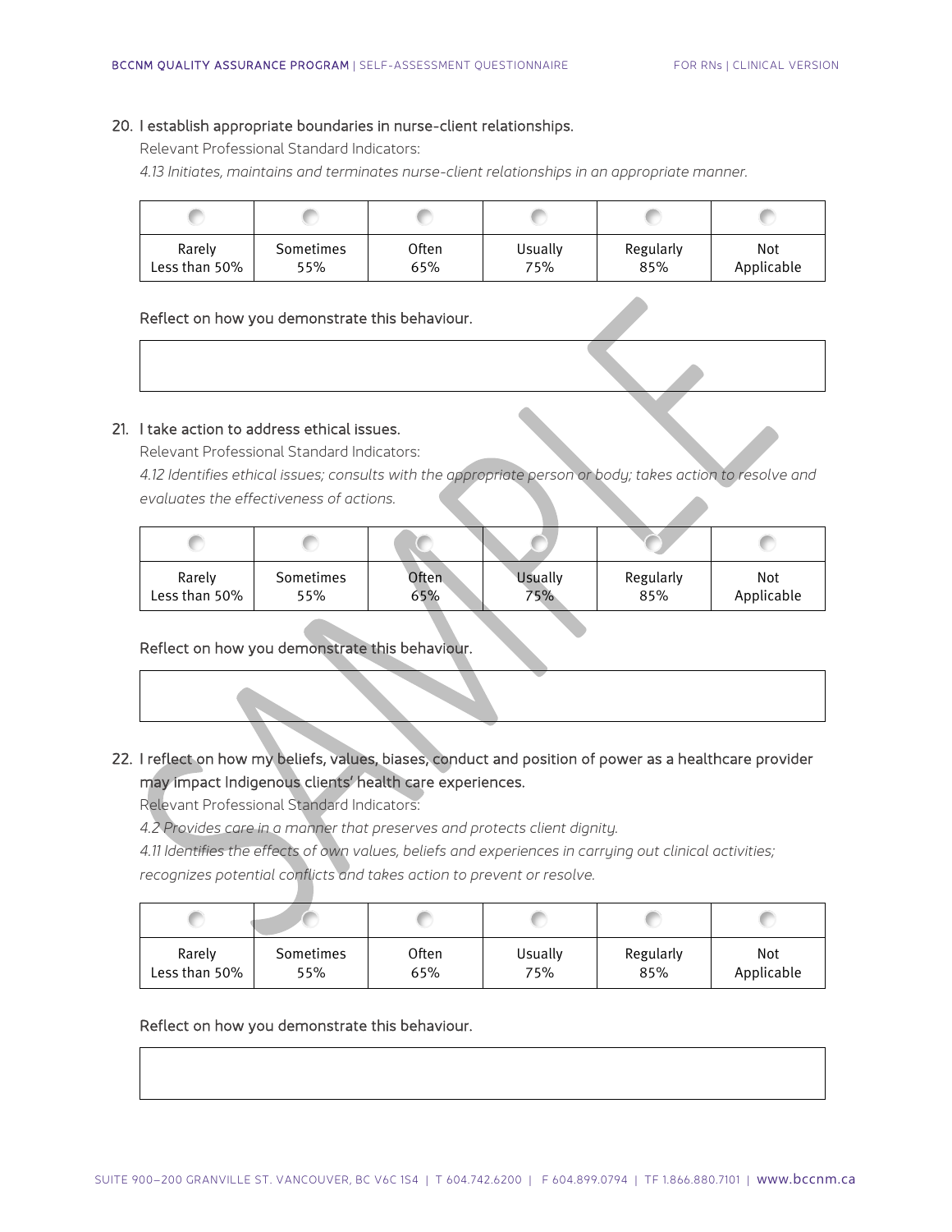20. **I establish appropriate boundaries in nurse-client relationships.**

Relevant Professional Standard Indicators:

*4.13 Initiates, maintains and terminates nurse-client relationships in an appropriate manner.*

| ○ | ○ | ○ | ○ | ○ | ○ |
|---|---|---|---|---|---|
| Rarely Less than 50% | Sometimes 55% | Often 65% | Usually 75% | Regularly 85% | Not Applicable |

Reflect on how you demonstrate this behaviour.

| |
|---|
| |

21. **I take action to address ethical issues.**

Relevant Professional Standard Indicators:

*4.12 Identifies ethical issues; consults with the appropriate person or body; takes action to resolve and evaluates the effectiveness of actions.*

| ○ | ○ | ○ | ○ | ○ | ○ |
|---|---|---|---|---|---|
| Rarely Less than 50% | Sometimes 55% | Often 65% | Usually 75% | Regularly 85% | Not Applicable |

Reflect on how you demonstrate this behaviour.

| |
|---|
| |

22. **I reflect on how my beliefs, values, biases, conduct and position of power as a healthcare provider may impact Indigenous clients' health care experiences.**

Relevant Professional Standard Indicators:

*4.2 Provides care in a manner that preserves and protects client dignity.*

*4.11 Identifies the effects of own values, beliefs and experiences in carrying out clinical activities; recognizes potential conflicts and takes action to prevent or resolve.*

| ○ | ○ | ○ | ○ | ○ | ○ |
|---|---|---|---|---|---|
| Rarely Less than 50% | Sometimes 55% | Often 65% | Usually 75% | Regularly 85% | Not Applicable |

Reflect on how you demonstrate this behaviour.

| |
|---|
| |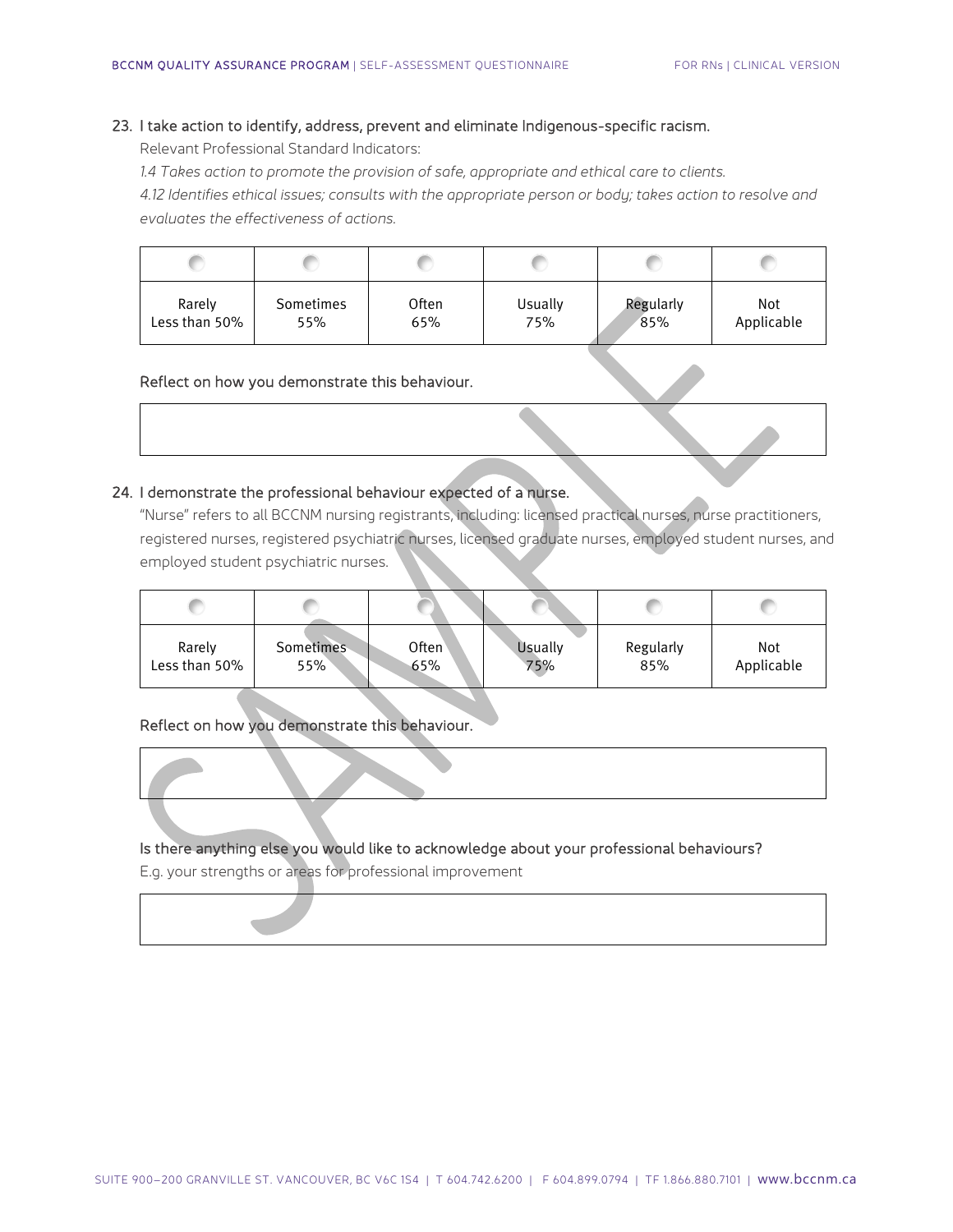23. **I take action to identify, address, prevent and eliminate Indigenous-specific racism.**

    Relevant Professional Standard Indicators:

    *1.4 Takes action to promote the provision of safe, appropriate and ethical care to clients.*

    *4.12 Identifies ethical issues; consults with the appropriate person or body; takes action to resolve and evaluates the effectiveness of actions.*

| | | | | | |
|---|---|---|---|---|---|
| ○ | ○ | ○ | ○ | ○ | ○ |
| Rarely Less than 50% | Sometimes 55% | Often 65% | Usually 75% | Regularly 85% | Not Applicable |

Reflect on how you demonstrate this behaviour.

24. **I demonstrate the professional behaviour expected of a nurse.**

    "Nurse" refers to all BCCNM nursing registrants, including: licensed practical nurses, nurse practitioners, registered nurses, registered psychiatric nurses, licensed graduate nurses, employed student nurses, and employed student psychiatric nurses.

| | | | | | |
|---|---|---|---|---|---|
| ○ | ○ | ○ | ○ | ○ | ○ |
| Rarely Less than 50% | Sometimes 55% | Often 65% | Usually 75% | Regularly 85% | Not Applicable |

Reflect on how you demonstrate this behaviour.

Is there anything else you would like to acknowledge about your professional behaviours?

E.g. your strengths or areas for professional improvement